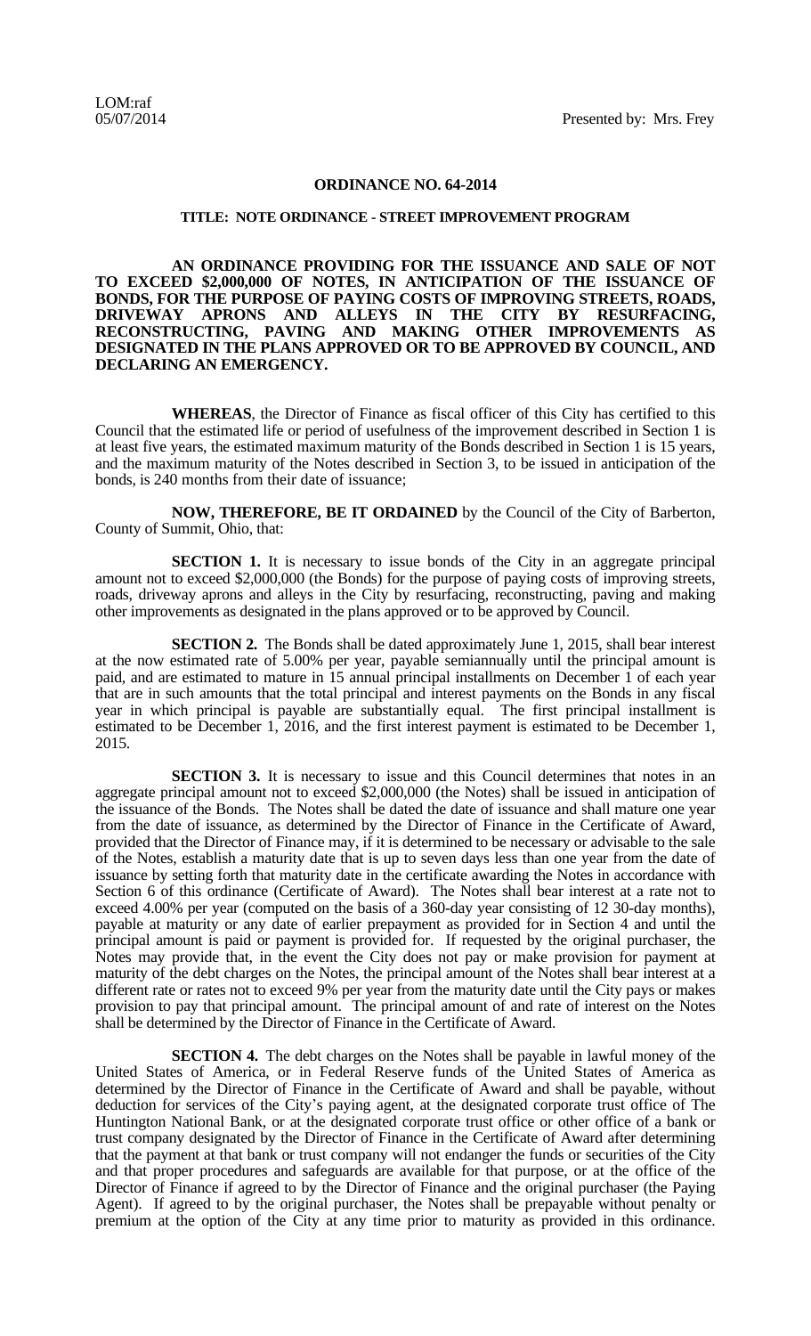LOM:raf
05/07/2014

Presented by: Mrs. Frey

**ORDINANCE NO. 64-2014**

**TITLE: NOTE ORDINANCE - STREET IMPROVEMENT PROGRAM**

**AN ORDINANCE PROVIDING FOR THE ISSUANCE AND SALE OF NOT TO EXCEED $2,000,000 OF NOTES, IN ANTICIPATION OF THE ISSUANCE OF BONDS, FOR THE PURPOSE OF PAYING COSTS OF IMPROVING STREETS, ROADS, DRIVEWAY APRONS AND ALLEYS IN THE CITY BY RESURFACING, RECONSTRUCTING, PAVING AND MAKING OTHER IMPROVEMENTS AS DESIGNATED IN THE PLANS APPROVED OR TO BE APPROVED BY COUNCIL, AND DECLARING AN EMERGENCY.**

**WHEREAS**, the Director of Finance as fiscal officer of this City has certified to this Council that the estimated life or period of usefulness of the improvement described in Section 1 is at least five years, the estimated maximum maturity of the Bonds described in Section 1 is 15 years, and the maximum maturity of the Notes described in Section 3, to be issued in anticipation of the bonds, is 240 months from their date of issuance;

**NOW, THEREFORE, BE IT ORDAINED** by the Council of the City of Barberton, County of Summit, Ohio, that:

**SECTION 1.** It is necessary to issue bonds of the City in an aggregate principal amount not to exceed $2,000,000 (the Bonds) for the purpose of paying costs of improving streets, roads, driveway aprons and alleys in the City by resurfacing, reconstructing, paving and making other improvements as designated in the plans approved or to be approved by Council.

**SECTION 2.** The Bonds shall be dated approximately June 1, 2015, shall bear interest at the now estimated rate of 5.00% per year, payable semiannually until the principal amount is paid, and are estimated to mature in 15 annual principal installments on December 1 of each year that are in such amounts that the total principal and interest payments on the Bonds in any fiscal year in which principal is payable are substantially equal. The first principal installment is estimated to be December 1, 2016, and the first interest payment is estimated to be December 1, 2015.

**SECTION 3.** It is necessary to issue and this Council determines that notes in an aggregate principal amount not to exceed $2,000,000 (the Notes) shall be issued in anticipation of the issuance of the Bonds. The Notes shall be dated the date of issuance and shall mature one year from the date of issuance, as determined by the Director of Finance in the Certificate of Award, provided that the Director of Finance may, if it is determined to be necessary or advisable to the sale of the Notes, establish a maturity date that is up to seven days less than one year from the date of issuance by setting forth that maturity date in the certificate awarding the Notes in accordance with Section 6 of this ordinance (Certificate of Award). The Notes shall bear interest at a rate not to exceed 4.00% per year (computed on the basis of a 360-day year consisting of 12 30-day months), payable at maturity or any date of earlier prepayment as provided for in Section 4 and until the principal amount is paid or payment is provided for. If requested by the original purchaser, the Notes may provide that, in the event the City does not pay or make provision for payment at maturity of the debt charges on the Notes, the principal amount of the Notes shall bear interest at a different rate or rates not to exceed 9% per year from the maturity date until the City pays or makes provision to pay that principal amount. The principal amount of and rate of interest on the Notes shall be determined by the Director of Finance in the Certificate of Award.

**SECTION 4.** The debt charges on the Notes shall be payable in lawful money of the United States of America, or in Federal Reserve funds of the United States of America as determined by the Director of Finance in the Certificate of Award and shall be payable, without deduction for services of the City's paying agent, at the designated corporate trust office of The Huntington National Bank, or at the designated corporate trust office or other office of a bank or trust company designated by the Director of Finance in the Certificate of Award after determining that the payment at that bank or trust company will not endanger the funds or securities of the City and that proper procedures and safeguards are available for that purpose, or at the office of the Director of Finance if agreed to by the Director of Finance and the original purchaser (the Paying Agent). If agreed to by the original purchaser, the Notes shall be prepayable without penalty or premium at the option of the City at any time prior to maturity as provided in this ordinance.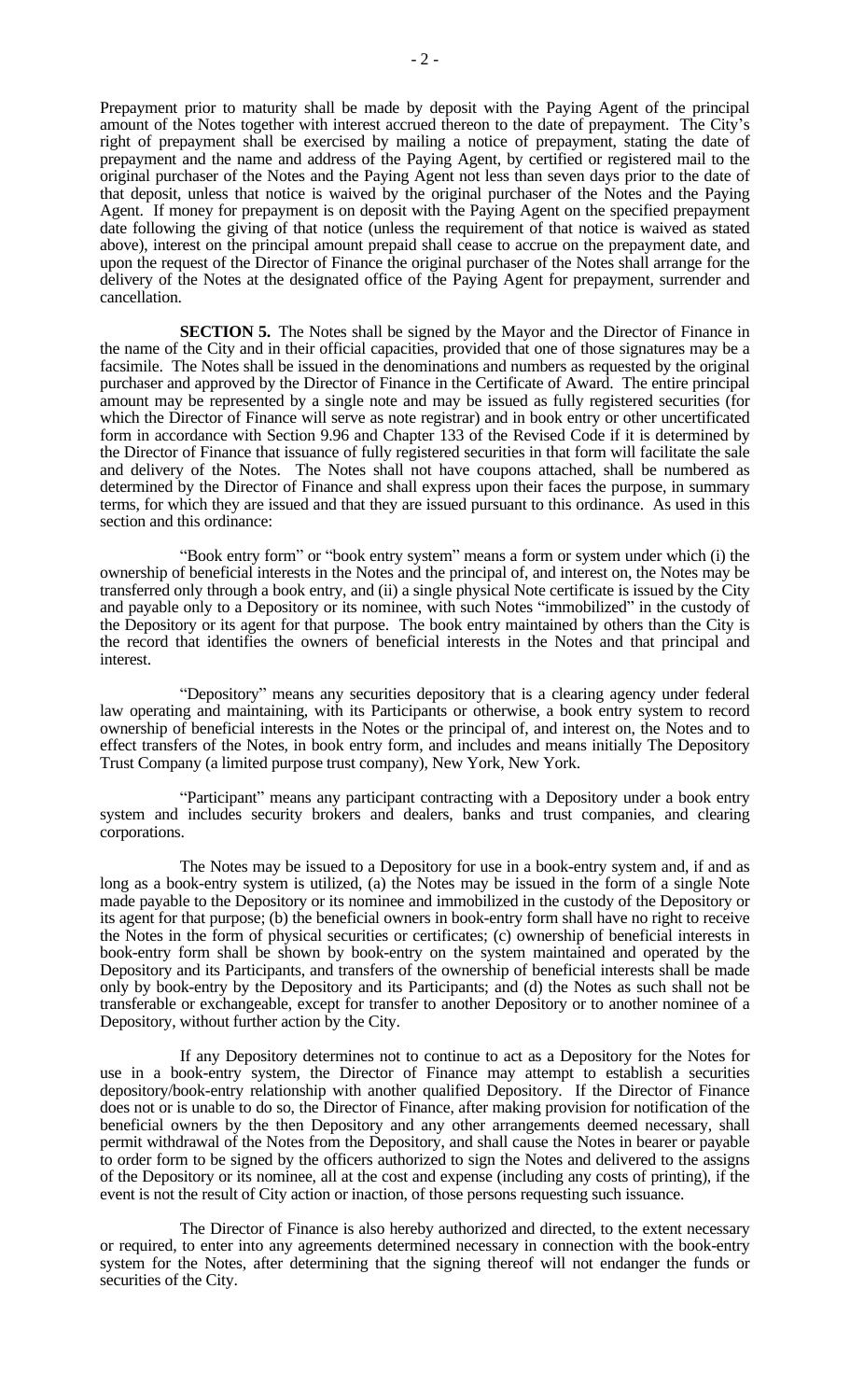Prepayment prior to maturity shall be made by deposit with the Paying Agent of the principal amount of the Notes together with interest accrued thereon to the date of prepayment. The City's right of prepayment shall be exercised by mailing a notice of prepayment, stating the date of prepayment and the name and address of the Paying Agent, by certified or registered mail to the original purchaser of the Notes and the Paying Agent not less than seven days prior to the date of that deposit, unless that notice is waived by the original purchaser of the Notes and the Paying Agent. If money for prepayment is on deposit with the Paying Agent on the specified prepayment date following the giving of that notice (unless the requirement of that notice is waived as stated above), interest on the principal amount prepaid shall cease to accrue on the prepayment date, and upon the request of the Director of Finance the original purchaser of the Notes shall arrange for the delivery of the Notes at the designated office of the Paying Agent for prepayment, surrender and cancellation.

**SECTION 5.** The Notes shall be signed by the Mayor and the Director of Finance in the name of the City and in their official capacities, provided that one of those signatures may be a facsimile. The Notes shall be issued in the denominations and numbers as requested by the original purchaser and approved by the Director of Finance in the Certificate of Award. The entire principal amount may be represented by a single note and may be issued as fully registered securities (for which the Director of Finance will serve as note registrar) and in book entry or other uncertificated form in accordance with Section 9.96 and Chapter 133 of the Revised Code if it is determined by the Director of Finance that issuance of fully registered securities in that form will facilitate the sale and delivery of the Notes. The Notes shall not have coupons attached, shall be numbered as determined by the Director of Finance and shall express upon their faces the purpose, in summary terms, for which they are issued and that they are issued pursuant to this ordinance. As used in this section and this ordinance:

"Book entry form" or "book entry system" means a form or system under which (i) the ownership of beneficial interests in the Notes and the principal of, and interest on, the Notes may be transferred only through a book entry, and (ii) a single physical Note certificate is issued by the City and payable only to a Depository or its nominee, with such Notes "immobilized" in the custody of the Depository or its agent for that purpose. The book entry maintained by others than the City is the record that identifies the owners of beneficial interests in the Notes and that principal and interest.

"Depository" means any securities depository that is a clearing agency under federal law operating and maintaining, with its Participants or otherwise, a book entry system to record ownership of beneficial interests in the Notes or the principal of, and interest on, the Notes and to effect transfers of the Notes, in book entry form, and includes and means initially The Depository Trust Company (a limited purpose trust company), New York, New York.

"Participant" means any participant contracting with a Depository under a book entry system and includes security brokers and dealers, banks and trust companies, and clearing corporations.

The Notes may be issued to a Depository for use in a book-entry system and, if and as long as a book-entry system is utilized, (a) the Notes may be issued in the form of a single Note made payable to the Depository or its nominee and immobilized in the custody of the Depository or its agent for that purpose; (b) the beneficial owners in book-entry form shall have no right to receive the Notes in the form of physical securities or certificates; (c) ownership of beneficial interests in book-entry form shall be shown by book-entry on the system maintained and operated by the Depository and its Participants, and transfers of the ownership of beneficial interests shall be made only by book-entry by the Depository and its Participants; and (d) the Notes as such shall not be transferable or exchangeable, except for transfer to another Depository or to another nominee of a Depository, without further action by the City.

If any Depository determines not to continue to act as a Depository for the Notes for use in a book-entry system, the Director of Finance may attempt to establish a securities depository/book-entry relationship with another qualified Depository. If the Director of Finance does not or is unable to do so, the Director of Finance, after making provision for notification of the beneficial owners by the then Depository and any other arrangements deemed necessary, shall permit withdrawal of the Notes from the Depository, and shall cause the Notes in bearer or payable to order form to be signed by the officers authorized to sign the Notes and delivered to the assigns of the Depository or its nominee, all at the cost and expense (including any costs of printing), if the event is not the result of City action or inaction, of those persons requesting such issuance.

The Director of Finance is also hereby authorized and directed, to the extent necessary or required, to enter into any agreements determined necessary in connection with the book-entry system for the Notes, after determining that the signing thereof will not endanger the funds or securities of the City.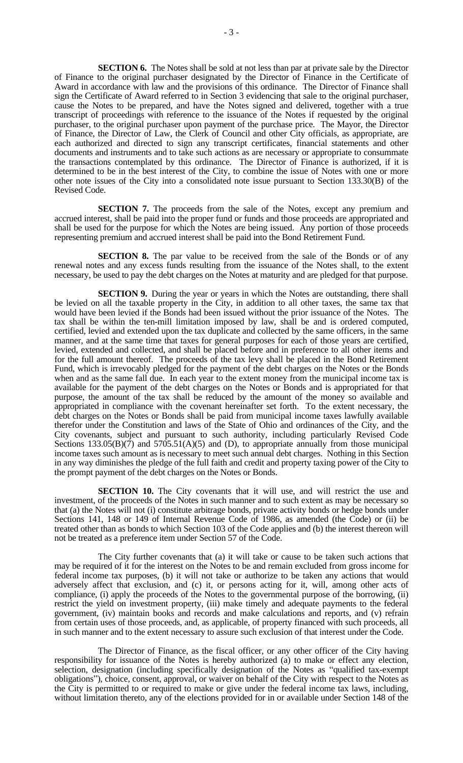**SECTION 6.** The Notes shall be sold at not less than par at private sale by the Director of Finance to the original purchaser designated by the Director of Finance in the Certificate of Award in accordance with law and the provisions of this ordinance. The Director of Finance shall sign the Certificate of Award referred to in Section 3 evidencing that sale to the original purchaser, cause the Notes to be prepared, and have the Notes signed and delivered, together with a true transcript of proceedings with reference to the issuance of the Notes if requested by the original purchaser, to the original purchaser upon payment of the purchase price. The Mayor, the Director of Finance, the Director of Law, the Clerk of Council and other City officials, as appropriate, are each authorized and directed to sign any transcript certificates, financial statements and other documents and instruments and to take such actions as are necessary or appropriate to consummate the transactions contemplated by this ordinance. The Director of Finance is authorized, if it is determined to be in the best interest of the City, to combine the issue of Notes with one or more other note issues of the City into a consolidated note issue pursuant to Section 133.30(B) of the Revised Code.

**SECTION 7.** The proceeds from the sale of the Notes, except any premium and accrued interest, shall be paid into the proper fund or funds and those proceeds are appropriated and shall be used for the purpose for which the Notes are being issued. Any portion of those proceeds representing premium and accrued interest shall be paid into the Bond Retirement Fund.

**SECTION 8.** The par value to be received from the sale of the Bonds or of any renewal notes and any excess funds resulting from the issuance of the Notes shall, to the extent necessary, be used to pay the debt charges on the Notes at maturity and are pledged for that purpose.

**SECTION 9.** During the year or years in which the Notes are outstanding, there shall be levied on all the taxable property in the City, in addition to all other taxes, the same tax that would have been levied if the Bonds had been issued without the prior issuance of the Notes. The tax shall be within the ten-mill limitation imposed by law, shall be and is ordered computed, certified, levied and extended upon the tax duplicate and collected by the same officers, in the same manner, and at the same time that taxes for general purposes for each of those years are certified, levied, extended and collected, and shall be placed before and in preference to all other items and for the full amount thereof. The proceeds of the tax levy shall be placed in the Bond Retirement Fund, which is irrevocably pledged for the payment of the debt charges on the Notes or the Bonds when and as the same fall due. In each year to the extent money from the municipal income tax is available for the payment of the debt charges on the Notes or Bonds and is appropriated for that purpose, the amount of the tax shall be reduced by the amount of the money so available and appropriated in compliance with the covenant hereinafter set forth. To the extent necessary, the debt charges on the Notes or Bonds shall be paid from municipal income taxes lawfully available therefor under the Constitution and laws of the State of Ohio and ordinances of the City, and the City covenants, subject and pursuant to such authority, including particularly Revised Code Sections 133.05(B)(7) and 5705.51(A)(5) and (D), to appropriate annually from those municipal income taxes such amount as is necessary to meet such annual debt charges. Nothing in this Section in any way diminishes the pledge of the full faith and credit and property taxing power of the City to the prompt payment of the debt charges on the Notes or Bonds.

**SECTION 10.** The City covenants that it will use, and will restrict the use and investment, of the proceeds of the Notes in such manner and to such extent as may be necessary so that (a) the Notes will not (i) constitute arbitrage bonds, private activity bonds or hedge bonds under Sections 141, 148 or 149 of Internal Revenue Code of 1986, as amended (the Code) or (ii) be treated other than as bonds to which Section 103 of the Code applies and (b) the interest thereon will not be treated as a preference item under Section 57 of the Code.

The City further covenants that (a) it will take or cause to be taken such actions that may be required of it for the interest on the Notes to be and remain excluded from gross income for federal income tax purposes, (b) it will not take or authorize to be taken any actions that would adversely affect that exclusion, and (c) it, or persons acting for it, will, among other acts of compliance, (i) apply the proceeds of the Notes to the governmental purpose of the borrowing, (ii) restrict the yield on investment property, (iii) make timely and adequate payments to the federal government, (iv) maintain books and records and make calculations and reports, and (v) refrain from certain uses of those proceeds, and, as applicable, of property financed with such proceeds, all in such manner and to the extent necessary to assure such exclusion of that interest under the Code.

The Director of Finance, as the fiscal officer, or any other officer of the City having responsibility for issuance of the Notes is hereby authorized (a) to make or effect any election, selection, designation (including specifically designation of the Notes as "qualified tax-exempt obligations"), choice, consent, approval, or waiver on behalf of the City with respect to the Notes as the City is permitted to or required to make or give under the federal income tax laws, including, without limitation thereto, any of the elections provided for in or available under Section 148 of the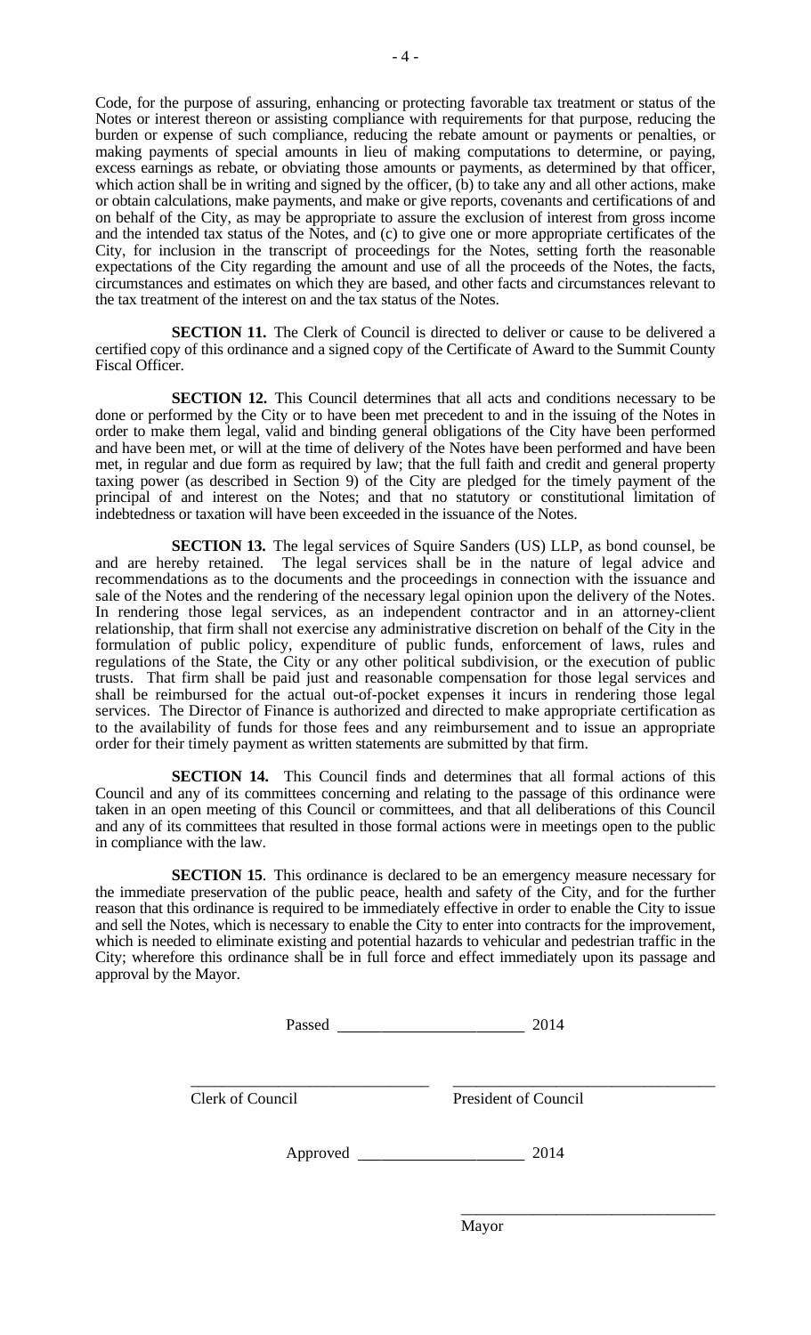Code, for the purpose of assuring, enhancing or protecting favorable tax treatment or status of the Notes or interest thereon or assisting compliance with requirements for that purpose, reducing the burden or expense of such compliance, reducing the rebate amount or payments or penalties, or making payments of special amounts in lieu of making computations to determine, or paying, excess earnings as rebate, or obviating those amounts or payments, as determined by that officer, which action shall be in writing and signed by the officer, (b) to take any and all other actions, make or obtain calculations, make payments, and make or give reports, covenants and certifications of and on behalf of the City, as may be appropriate to assure the exclusion of interest from gross income and the intended tax status of the Notes, and (c) to give one or more appropriate certificates of the City, for inclusion in the transcript of proceedings for the Notes, setting forth the reasonable expectations of the City regarding the amount and use of all the proceeds of the Notes, the facts, circumstances and estimates on which they are based, and other facts and circumstances relevant to the tax treatment of the interest on and the tax status of the Notes.

**SECTION 11.** The Clerk of Council is directed to deliver or cause to be delivered a certified copy of this ordinance and a signed copy of the Certificate of Award to the Summit County Fiscal Officer.

**SECTION 12.** This Council determines that all acts and conditions necessary to be done or performed by the City or to have been met precedent to and in the issuing of the Notes in order to make them legal, valid and binding general obligations of the City have been performed and have been met, or will at the time of delivery of the Notes have been performed and have been met, in regular and due form as required by law; that the full faith and credit and general property taxing power (as described in Section 9) of the City are pledged for the timely payment of the principal of and interest on the Notes; and that no statutory or constitutional limitation of indebtedness or taxation will have been exceeded in the issuance of the Notes.

**SECTION 13.** The legal services of Squire Sanders (US) LLP, as bond counsel, be and are hereby retained. The legal services shall be in the nature of legal advice and recommendations as to the documents and the proceedings in connection with the issuance and sale of the Notes and the rendering of the necessary legal opinion upon the delivery of the Notes. In rendering those legal services, as an independent contractor and in an attorney-client relationship, that firm shall not exercise any administrative discretion on behalf of the City in the formulation of public policy, expenditure of public funds, enforcement of laws, rules and regulations of the State, the City or any other political subdivision, or the execution of public trusts. That firm shall be paid just and reasonable compensation for those legal services and shall be reimbursed for the actual out-of-pocket expenses it incurs in rendering those legal services. The Director of Finance is authorized and directed to make appropriate certification as to the availability of funds for those fees and any reimbursement and to issue an appropriate order for their timely payment as written statements are submitted by that firm.

**SECTION 14.** This Council finds and determines that all formal actions of this Council and any of its committees concerning and relating to the passage of this ordinance were taken in an open meeting of this Council or committees, and that all deliberations of this Council and any of its committees that resulted in those formal actions were in meetings open to the public in compliance with the law.

**SECTION 15**. This ordinance is declared to be an emergency measure necessary for the immediate preservation of the public peace, health and safety of the City, and for the further reason that this ordinance is required to be immediately effective in order to enable the City to issue and sell the Notes, which is necessary to enable the City to enter into contracts for the improvement, which is needed to eliminate existing and potential hazards to vehicular and pedestrian traffic in the City; wherefore this ordinance shall be in full force and effect immediately upon its passage and approval by the Mayor.

Passed ______________________ 2014

______________________________ ______________________________
Clerk of Council President of Council

Approved ____________________ 2014

______________________________
Mayor